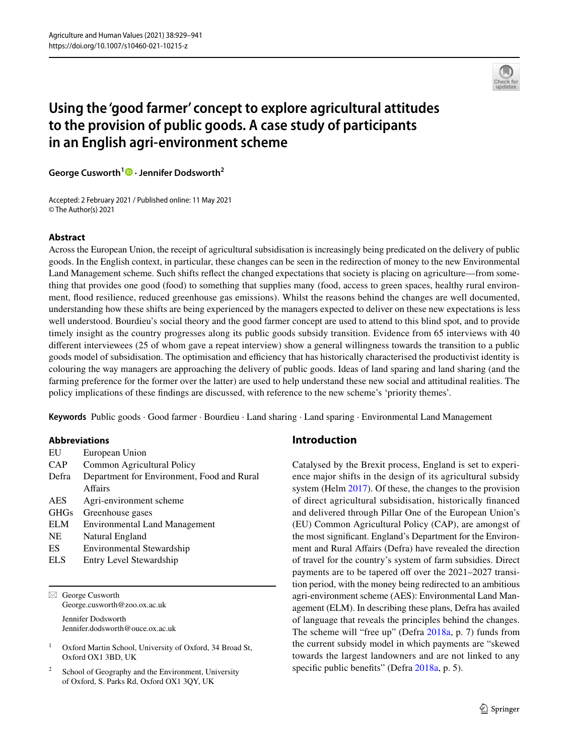# Using the 'good farmer' concept to explore agricultural attitudes to the provision of public goods. A case study of participants in an English agri-environment scheme

**George Cusworth[1] · Jennifer Dodsworth[2]**

Accepted: 2 February 2021 / Published online: 11 May 2021
© The Author(s) 2021

## Abstract

Across the European Union, the receipt of agricultural subsidisation is increasingly being predicated on the delivery of public goods. In the English context, in particular, these changes can be seen in the redirection of money to the new Environmental Land Management scheme. Such shifts reflect the changed expectations that society is placing on agriculture—from something that provides one good (food) to something that supplies many (food, access to green spaces, healthy rural environment, flood resilience, reduced greenhouse gas emissions). Whilst the reasons behind the changes are well documented, understanding how these shifts are being experienced by the managers expected to deliver on these new expectations is less well understood. Bourdieu's social theory and the good farmer concept are used to attend to this blind spot, and to provide timely insight as the country progresses along its public goods subsidy transition. Evidence from 65 interviews with 40 different interviewees (25 of whom gave a repeat interview) show a general willingness towards the transition to a public goods model of subsidisation. The optimisation and efficiency that has historically characterised the productivist identity is colouring the way managers are approaching the delivery of public goods. Ideas of land sparing and land sharing (and the farming preference for the former over the latter) are used to help understand these new social and attitudinal realities. The policy implications of these findings are discussed, with reference to the new scheme's 'priority themes'.

**Keywords** Public goods · Good farmer · Bourdieu · Land sharing · Land sparing · Environmental Land Management

## Abbreviations

| | |
|---|---|
| EU | European Union |
| CAP | Common Agricultural Policy |
| Defra | Department for Environment, Food and Rural Affairs |
| AES | Agri-environment scheme |
| GHGs | Greenhouse gases |
| ELM | Environmental Land Management |
| NE | Natural England |
| ES | Environmental Stewardship |
| ELS | Entry Level Stewardship |

✉ George Cusworth
George.cusworth@zoo.ox.ac.uk

Jennifer Dodsworth
Jennifer.dodsworth@ouce.ox.ac.uk

[1] Oxford Martin School, University of Oxford, 34 Broad St, Oxford OX1 3BD, UK

[2] School of Geography and the Environment, University of Oxford, S. Parks Rd, Oxford OX1 3QY, UK

## Introduction

Catalysed by the Brexit process, England is set to experience major shifts in the design of its agricultural subsidy system (Helm 2017). Of these, the changes to the provision of direct agricultural subsidisation, historically financed and delivered through Pillar One of the European Union's (EU) Common Agricultural Policy (CAP), are amongst of the most significant. England's Department for the Environment and Rural Affairs (Defra) have revealed the direction of travel for the country's system of farm subsidies. Direct payments are to be tapered off over the 2021–2027 transition period, with the money being redirected to an ambitious agri-environment scheme (AES): Environmental Land Management (ELM). In describing these plans, Defra has availed of language that reveals the principles behind the changes. The scheme will "free up" (Defra 2018a, p. 7) funds from the current subsidy model in which payments are "skewed towards the largest landowners and are not linked to any specific public benefits" (Defra 2018a, p. 5).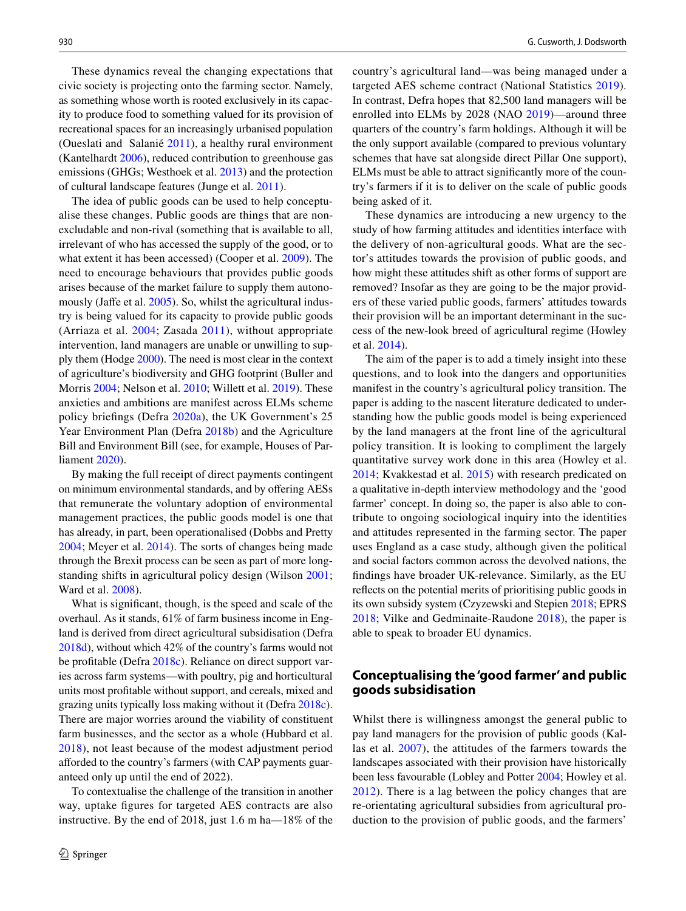These dynamics reveal the changing expectations that civic society is projecting onto the farming sector. Namely, as something whose worth is rooted exclusively in its capacity to produce food to something valued for its provision of recreational spaces for an increasingly urbanised population (Oueslati and Salanié 2011), a healthy rural environment (Kantelhardt 2006), reduced contribution to greenhouse gas emissions (GHGs; Westhoek et al. 2013) and the protection of cultural landscape features (Junge et al. 2011).

The idea of public goods can be used to help conceptualise these changes. Public goods are things that are non-excludable and non-rival (something that is available to all, irrelevant of who has accessed the supply of the good, or to what extent it has been accessed) (Cooper et al. 2009). The need to encourage behaviours that provides public goods arises because of the market failure to supply them autonomously (Jaffe et al. 2005). So, whilst the agricultural industry is being valued for its capacity to provide public goods (Arriaza et al. 2004; Zasada 2011), without appropriate intervention, land managers are unable or unwilling to supply them (Hodge 2000). The need is most clear in the context of agriculture's biodiversity and GHG footprint (Buller and Morris 2004; Nelson et al. 2010; Willett et al. 2019). These anxieties and ambitions are manifest across ELMs scheme policy briefings (Defra 2020a), the UK Government's 25 Year Environment Plan (Defra 2018b) and the Agriculture Bill and Environment Bill (see, for example, Houses of Parliament 2020).

By making the full receipt of direct payments contingent on minimum environmental standards, and by offering AESs that remunerate the voluntary adoption of environmental management practices, the public goods model is one that has already, in part, been operationalised (Dobbs and Pretty 2004; Meyer et al. 2014). The sorts of changes being made through the Brexit process can be seen as part of more long-standing shifts in agricultural policy design (Wilson 2001; Ward et al. 2008).

What is significant, though, is the speed and scale of the overhaul. As it stands, 61% of farm business income in England is derived from direct agricultural subsidisation (Defra 2018d), without which 42% of the country's farms would not be profitable (Defra 2018c). Reliance on direct support varies across farm systems—with poultry, pig and horticultural units most profitable without support, and cereals, mixed and grazing units typically loss making without it (Defra 2018c). There are major worries around the viability of constituent farm businesses, and the sector as a whole (Hubbard et al. 2018), not least because of the modest adjustment period afforded to the country's farmers (with CAP payments guaranteed only up until the end of 2022).

To contextualise the challenge of the transition in another way, uptake figures for targeted AES contracts are also instructive. By the end of 2018, just 1.6 m ha—18% of the country's agricultural land—was being managed under a targeted AES scheme contract (National Statistics 2019). In contrast, Defra hopes that 82,500 land managers will be enrolled into ELMs by 2028 (NAO 2019)—around three quarters of the country's farm holdings. Although it will be the only support available (compared to previous voluntary schemes that have sat alongside direct Pillar One support), ELMs must be able to attract significantly more of the country's farmers if it is to deliver on the scale of public goods being asked of it.

These dynamics are introducing a new urgency to the study of how farming attitudes and identities interface with the delivery of non-agricultural goods. What are the sector's attitudes towards the provision of public goods, and how might these attitudes shift as other forms of support are removed? Insofar as they are going to be the major providers of these varied public goods, farmers' attitudes towards their provision will be an important determinant in the success of the new-look breed of agricultural regime (Howley et al. 2014).

The aim of the paper is to add a timely insight into these questions, and to look into the dangers and opportunities manifest in the country's agricultural policy transition. The paper is adding to the nascent literature dedicated to understanding how the public goods model is being experienced by the land managers at the front line of the agricultural policy transition. It is looking to compliment the largely quantitative survey work done in this area (Howley et al. 2014; Kvakkestad et al. 2015) with research predicated on a qualitative in-depth interview methodology and the 'good farmer' concept. In doing so, the paper is also able to contribute to ongoing sociological inquiry into the identities and attitudes represented in the farming sector. The paper uses England as a case study, although given the political and social factors common across the devolved nations, the findings have broader UK-relevance. Similarly, as the EU reflects on the potential merits of prioritising public goods in its own subsidy system (Czyzewski and Stepien 2018; EPRS 2018; Vilke and Gedminaite-Raudone 2018), the paper is able to speak to broader EU dynamics.

## Conceptualising the 'good farmer' and public goods subsidisation

Whilst there is willingness amongst the general public to pay land managers for the provision of public goods (Kallas et al. 2007), the attitudes of the farmers towards the landscapes associated with their provision have historically been less favourable (Lobley and Potter 2004; Howley et al. 2012). There is a lag between the policy changes that are re-orientating agricultural subsidies from agricultural production to the provision of public goods, and the farmers'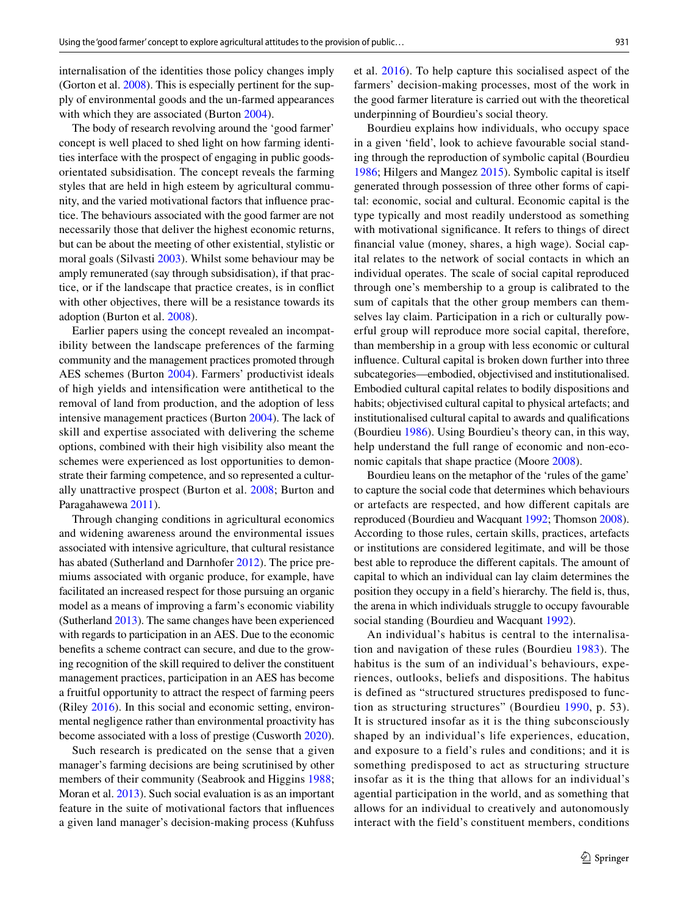internalisation of the identities those policy changes imply (Gorton et al. 2008). This is especially pertinent for the supply of environmental goods and the un-farmed appearances with which they are associated (Burton 2004).

The body of research revolving around the 'good farmer' concept is well placed to shed light on how farming identities interface with the prospect of engaging in public goods-orientated subsidisation. The concept reveals the farming styles that are held in high esteem by agricultural community, and the varied motivational factors that influence practice. The behaviours associated with the good farmer are not necessarily those that deliver the highest economic returns, but can be about the meeting of other existential, stylistic or moral goals (Silvasti 2003). Whilst some behaviour may be amply remunerated (say through subsidisation), if that practice, or if the landscape that practice creates, is in conflict with other objectives, there will be a resistance towards its adoption (Burton et al. 2008).

Earlier papers using the concept revealed an incompatibility between the landscape preferences of the farming community and the management practices promoted through AES schemes (Burton 2004). Farmers' productivist ideals of high yields and intensification were antithetical to the removal of land from production, and the adoption of less intensive management practices (Burton 2004). The lack of skill and expertise associated with delivering the scheme options, combined with their high visibility also meant the schemes were experienced as lost opportunities to demonstrate their farming competence, and so represented a culturally unattractive prospect (Burton et al. 2008; Burton and Paragahawewa 2011).

Through changing conditions in agricultural economics and widening awareness around the environmental issues associated with intensive agriculture, that cultural resistance has abated (Sutherland and Darnhofer 2012). The price premiums associated with organic produce, for example, have facilitated an increased respect for those pursuing an organic model as a means of improving a farm's economic viability (Sutherland 2013). The same changes have been experienced with regards to participation in an AES. Due to the economic benefits a scheme contract can secure, and due to the growing recognition of the skill required to deliver the constituent management practices, participation in an AES has become a fruitful opportunity to attract the respect of farming peers (Riley 2016). In this social and economic setting, environmental negligence rather than environmental proactivity has become associated with a loss of prestige (Cusworth 2020).

Such research is predicated on the sense that a given manager's farming decisions are being scrutinised by other members of their community (Seabrook and Higgins 1988; Moran et al. 2013). Such social evaluation is as an important feature in the suite of motivational factors that influences a given land manager's decision-making process (Kuhfuss et al. 2016). To help capture this socialised aspect of the farmers' decision-making processes, most of the work in the good farmer literature is carried out with the theoretical underpinning of Bourdieu's social theory.

Bourdieu explains how individuals, who occupy space in a given 'field', look to achieve favourable social standing through the reproduction of symbolic capital (Bourdieu 1986; Hilgers and Mangez 2015). Symbolic capital is itself generated through possession of three other forms of capital: economic, social and cultural. Economic capital is the type typically and most readily understood as something with motivational significance. It refers to things of direct financial value (money, shares, a high wage). Social capital relates to the network of social contacts in which an individual operates. The scale of social capital reproduced through one's membership to a group is calibrated to the sum of capitals that the other group members can themselves lay claim. Participation in a rich or culturally powerful group will reproduce more social capital, therefore, than membership in a group with less economic or cultural influence. Cultural capital is broken down further into three subcategories—embodied, objectivised and institutionalised. Embodied cultural capital relates to bodily dispositions and habits; objectivised cultural capital to physical artefacts; and institutionalised cultural capital to awards and qualifications (Bourdieu 1986). Using Bourdieu's theory can, in this way, help understand the full range of economic and non-economic capitals that shape practice (Moore 2008).

Bourdieu leans on the metaphor of the 'rules of the game' to capture the social code that determines which behaviours or artefacts are respected, and how different capitals are reproduced (Bourdieu and Wacquant 1992; Thomson 2008). According to those rules, certain skills, practices, artefacts or institutions are considered legitimate, and will be those best able to reproduce the different capitals. The amount of capital to which an individual can lay claim determines the position they occupy in a field's hierarchy. The field is, thus, the arena in which individuals struggle to occupy favourable social standing (Bourdieu and Wacquant 1992).

An individual's habitus is central to the internalisation and navigation of these rules (Bourdieu 1983). The habitus is the sum of an individual's behaviours, experiences, outlooks, beliefs and dispositions. The habitus is defined as "structured structures predisposed to function as structuring structures" (Bourdieu 1990, p. 53). It is structured insofar as it is the thing subconsciously shaped by an individual's life experiences, education, and exposure to a field's rules and conditions; and it is something predisposed to act as structuring structure insofar as it is the thing that allows for an individual's agential participation in the world, and as something that allows for an individual to creatively and autonomously interact with the field's constituent members, conditions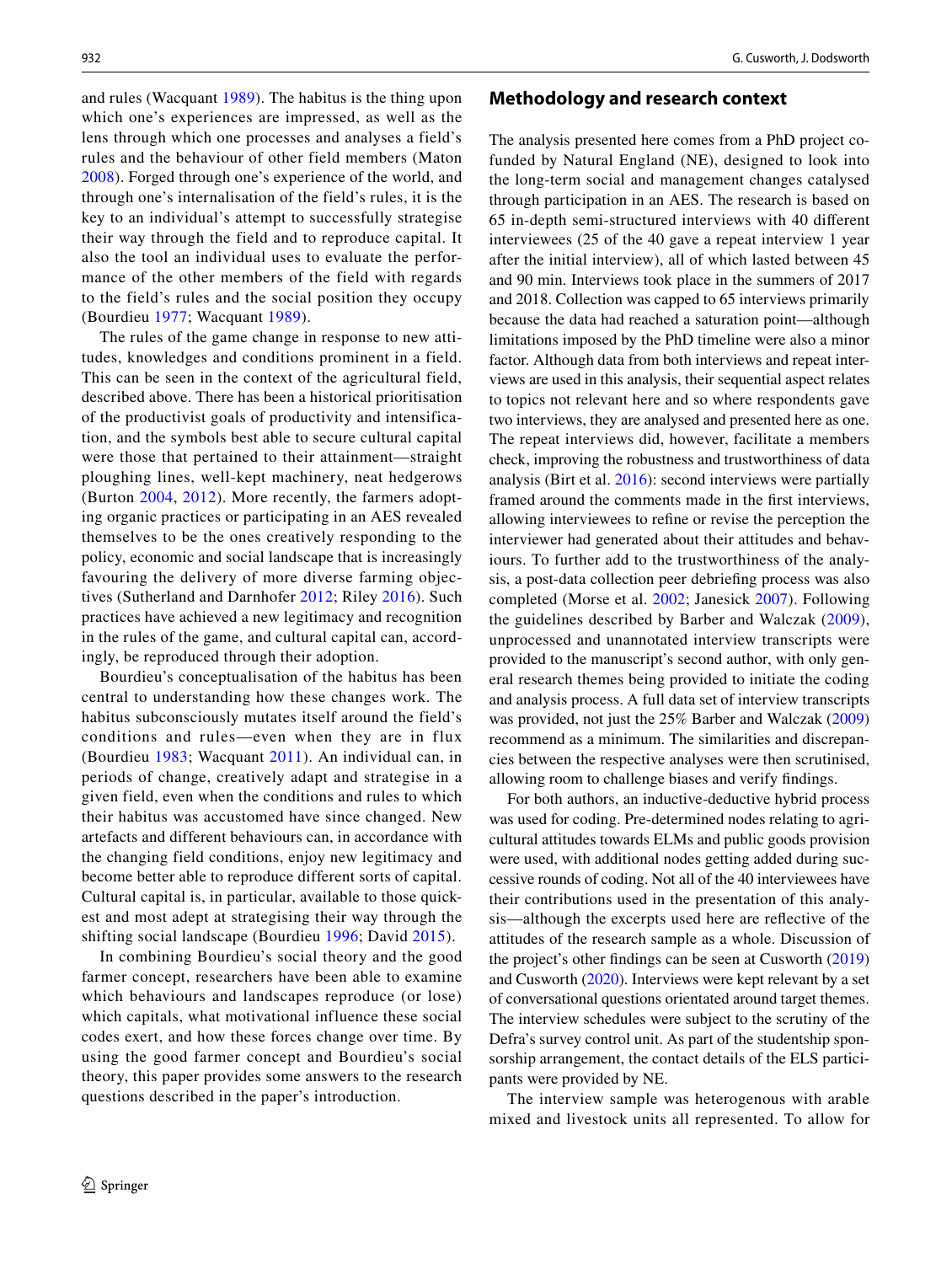and rules (Wacquant 1989). The habitus is the thing upon which one's experiences are impressed, as well as the lens through which one processes and analyses a field's rules and the behaviour of other field members (Maton 2008). Forged through one's experience of the world, and through one's internalisation of the field's rules, it is the key to an individual's attempt to successfully strategise their way through the field and to reproduce capital. It also the tool an individual uses to evaluate the performance of the other members of the field with regards to the field's rules and the social position they occupy (Bourdieu 1977; Wacquant 1989).

The rules of the game change in response to new attitudes, knowledges and conditions prominent in a field. This can be seen in the context of the agricultural field, described above. There has been a historical prioritisation of the productivist goals of productivity and intensification, and the symbols best able to secure cultural capital were those that pertained to their attainment—straight ploughing lines, well-kept machinery, neat hedgerows (Burton 2004, 2012). More recently, the farmers adopting organic practices or participating in an AES revealed themselves to be the ones creatively responding to the policy, economic and social landscape that is increasingly favouring the delivery of more diverse farming objectives (Sutherland and Darnhofer 2012; Riley 2016). Such practices have achieved a new legitimacy and recognition in the rules of the game, and cultural capital can, accordingly, be reproduced through their adoption.

Bourdieu's conceptualisation of the habitus has been central to understanding how these changes work. The habitus subconsciously mutates itself around the field's conditions and rules—even when they are in flux (Bourdieu 1983; Wacquant 2011). An individual can, in periods of change, creatively adapt and strategise in a given field, even when the conditions and rules to which their habitus was accustomed have since changed. New artefacts and different behaviours can, in accordance with the changing field conditions, enjoy new legitimacy and become better able to reproduce different sorts of capital. Cultural capital is, in particular, available to those quickest and most adept at strategising their way through the shifting social landscape (Bourdieu 1996; David 2015).

In combining Bourdieu's social theory and the good farmer concept, researchers have been able to examine which behaviours and landscapes reproduce (or lose) which capitals, what motivational influence these social codes exert, and how these forces change over time. By using the good farmer concept and Bourdieu's social theory, this paper provides some answers to the research questions described in the paper's introduction.

## Methodology and research context

The analysis presented here comes from a PhD project co-funded by Natural England (NE), designed to look into the long-term social and management changes catalysed through participation in an AES. The research is based on 65 in-depth semi-structured interviews with 40 different interviewees (25 of the 40 gave a repeat interview 1 year after the initial interview), all of which lasted between 45 and 90 min. Interviews took place in the summers of 2017 and 2018. Collection was capped to 65 interviews primarily because the data had reached a saturation point—although limitations imposed by the PhD timeline were also a minor factor. Although data from both interviews and repeat interviews are used in this analysis, their sequential aspect relates to topics not relevant here and so where respondents gave two interviews, they are analysed and presented here as one. The repeat interviews did, however, facilitate a members check, improving the robustness and trustworthiness of data analysis (Birt et al. 2016): second interviews were partially framed around the comments made in the first interviews, allowing interviewees to refine or revise the perception the interviewer had generated about their attitudes and behaviours. To further add to the trustworthiness of the analysis, a post-data collection peer debriefing process was also completed (Morse et al. 2002; Janesick 2007). Following the guidelines described by Barber and Walczak (2009), unprocessed and unannotated interview transcripts were provided to the manuscript's second author, with only general research themes being provided to initiate the coding and analysis process. A full data set of interview transcripts was provided, not just the 25% Barber and Walczak (2009) recommend as a minimum. The similarities and discrepancies between the respective analyses were then scrutinised, allowing room to challenge biases and verify findings.

For both authors, an inductive-deductive hybrid process was used for coding. Pre-determined nodes relating to agricultural attitudes towards ELMs and public goods provision were used, with additional nodes getting added during successive rounds of coding. Not all of the 40 interviewees have their contributions used in the presentation of this analysis—although the excerpts used here are reflective of the attitudes of the research sample as a whole. Discussion of the project's other findings can be seen at Cusworth (2019) and Cusworth (2020). Interviews were kept relevant by a set of conversational questions orientated around target themes. The interview schedules were subject to the scrutiny of the Defra's survey control unit. As part of the studentship sponsorship arrangement, the contact details of the ELS participants were provided by NE.

The interview sample was heterogenous with arable mixed and livestock units all represented. To allow for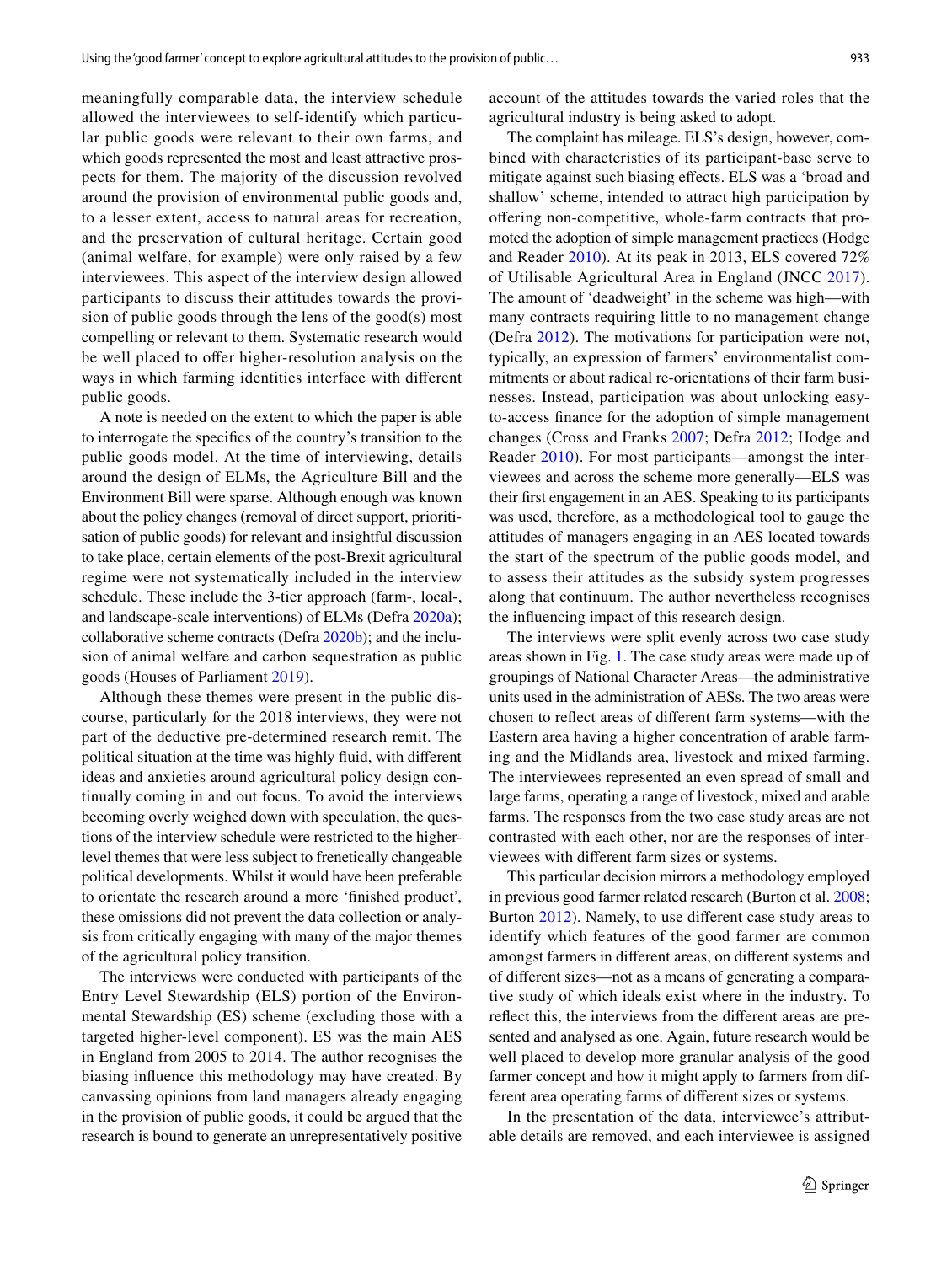meaningfully comparable data, the interview schedule allowed the interviewees to self-identify which particular public goods were relevant to their own farms, and which goods represented the most and least attractive prospects for them. The majority of the discussion revolved around the provision of environmental public goods and, to a lesser extent, access to natural areas for recreation, and the preservation of cultural heritage. Certain good (animal welfare, for example) were only raised by a few interviewees. This aspect of the interview design allowed participants to discuss their attitudes towards the provision of public goods through the lens of the good(s) most compelling or relevant to them. Systematic research would be well placed to offer higher-resolution analysis on the ways in which farming identities interface with different public goods.

A note is needed on the extent to which the paper is able to interrogate the specifics of the country's transition to the public goods model. At the time of interviewing, details around the design of ELMs, the Agriculture Bill and the Environment Bill were sparse. Although enough was known about the policy changes (removal of direct support, prioritisation of public goods) for relevant and insightful discussion to take place, certain elements of the post-Brexit agricultural regime were not systematically included in the interview schedule. These include the 3-tier approach (farm-, local-, and landscape-scale interventions) of ELMs (Defra 2020a); collaborative scheme contracts (Defra 2020b); and the inclusion of animal welfare and carbon sequestration as public goods (Houses of Parliament 2019).

Although these themes were present in the public discourse, particularly for the 2018 interviews, they were not part of the deductive pre-determined research remit. The political situation at the time was highly fluid, with different ideas and anxieties around agricultural policy design continually coming in and out focus. To avoid the interviews becoming overly weighed down with speculation, the questions of the interview schedule were restricted to the higher-level themes that were less subject to frenetically changeable political developments. Whilst it would have been preferable to orientate the research around a more 'finished product', these omissions did not prevent the data collection or analysis from critically engaging with many of the major themes of the agricultural policy transition.

The interviews were conducted with participants of the Entry Level Stewardship (ELS) portion of the Environmental Stewardship (ES) scheme (excluding those with a targeted higher-level component). ES was the main AES in England from 2005 to 2014. The author recognises the biasing influence this methodology may have created. By canvassing opinions from land managers already engaging in the provision of public goods, it could be argued that the research is bound to generate an unrepresentatively positive account of the attitudes towards the varied roles that the agricultural industry is being asked to adopt.

The complaint has mileage. ELS's design, however, combined with characteristics of its participant-base serve to mitigate against such biasing effects. ELS was a 'broad and shallow' scheme, intended to attract high participation by offering non-competitive, whole-farm contracts that promoted the adoption of simple management practices (Hodge and Reader 2010). At its peak in 2013, ELS covered 72% of Utilisable Agricultural Area in England (JNCC 2017). The amount of 'deadweight' in the scheme was high—with many contracts requiring little to no management change (Defra 2012). The motivations for participation were not, typically, an expression of farmers' environmentalist commitments or about radical re-orientations of their farm businesses. Instead, participation was about unlocking easy-to-access finance for the adoption of simple management changes (Cross and Franks 2007; Defra 2012; Hodge and Reader 2010). For most participants—amongst the interviewees and across the scheme more generally—ELS was their first engagement in an AES. Speaking to its participants was used, therefore, as a methodological tool to gauge the attitudes of managers engaging in an AES located towards the start of the spectrum of the public goods model, and to assess their attitudes as the subsidy system progresses along that continuum. The author nevertheless recognises the influencing impact of this research design.

The interviews were split evenly across two case study areas shown in Fig. 1. The case study areas were made up of groupings of National Character Areas—the administrative units used in the administration of AESs. The two areas were chosen to reflect areas of different farm systems—with the Eastern area having a higher concentration of arable farming and the Midlands area, livestock and mixed farming. The interviewees represented an even spread of small and large farms, operating a range of livestock, mixed and arable farms. The responses from the two case study areas are not contrasted with each other, nor are the responses of interviewees with different farm sizes or systems.

This particular decision mirrors a methodology employed in previous good farmer related research (Burton et al. 2008; Burton 2012). Namely, to use different case study areas to identify which features of the good farmer are common amongst farmers in different areas, on different systems and of different sizes—not as a means of generating a comparative study of which ideals exist where in the industry. To reflect this, the interviews from the different areas are presented and analysed as one. Again, future research would be well placed to develop more granular analysis of the good farmer concept and how it might apply to farmers from different area operating farms of different sizes or systems.

In the presentation of the data, interviewee's attributable details are removed, and each interviewee is assigned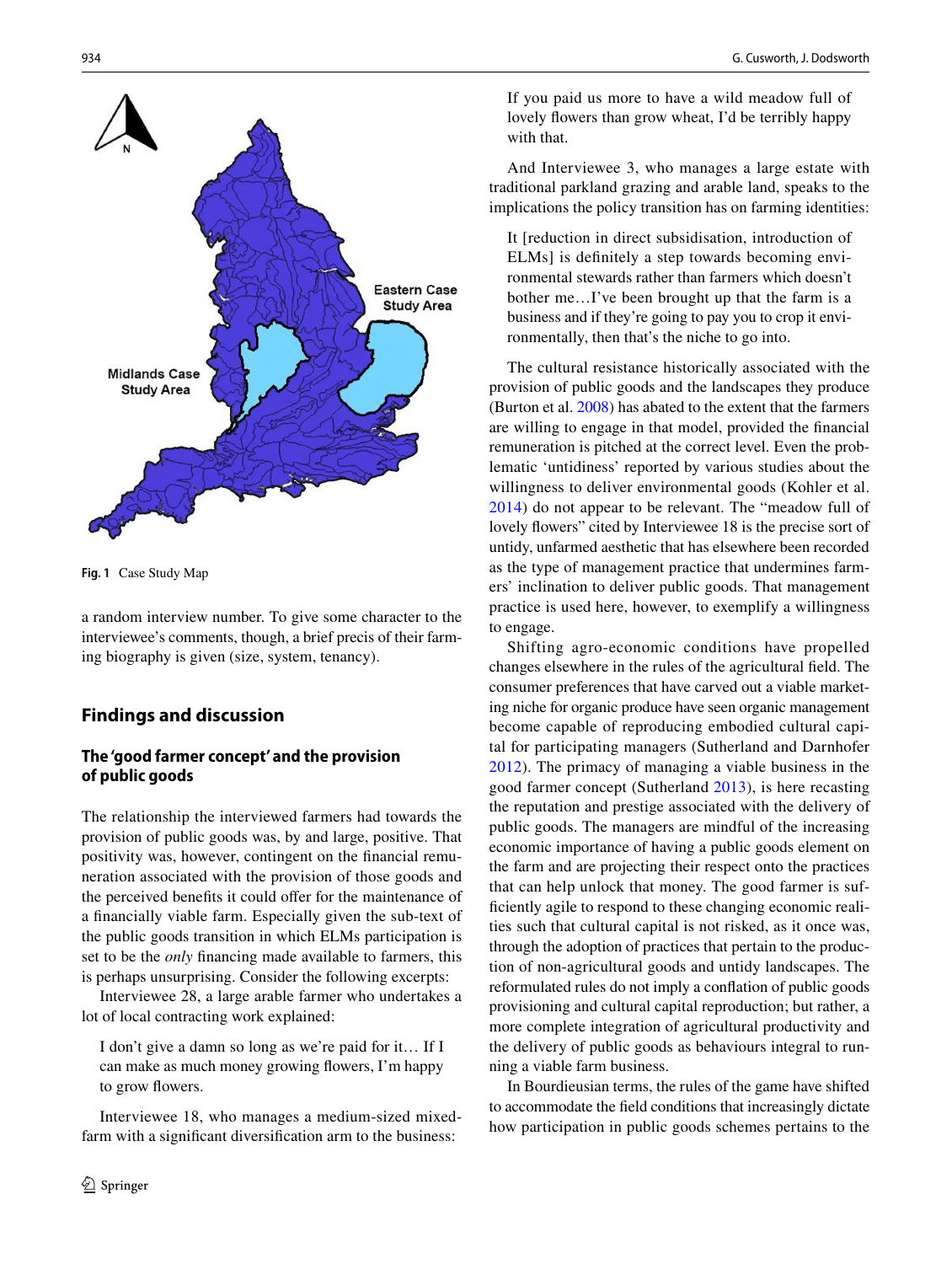Fig. 1 Case Study Map

a random interview number. To give some character to the interviewee's comments, though, a brief precis of their farming biography is given (size, system, tenancy).

## Findings and discussion

### The 'good farmer concept' and the provision of public goods

The relationship the interviewed farmers had towards the provision of public goods was, by and large, positive. That positivity was, however, contingent on the financial remuneration associated with the provision of those goods and the perceived benefits it could offer for the maintenance of a financially viable farm. Especially given the sub-text of the public goods transition in which ELMs participation is set to be the *only* financing made available to farmers, this is perhaps unsurprising. Consider the following excerpts:

Interviewee 28, a large arable farmer who undertakes a lot of local contracting work explained:

> I don't give a damn so long as we're paid for it… If I can make as much money growing flowers, I'm happy to grow flowers.

Interviewee 18, who manages a medium-sized mixed-farm with a significant diversification arm to the business:

> If you paid us more to have a wild meadow full of lovely flowers than grow wheat, I'd be terribly happy with that.

And Interviewee 3, who manages a large estate with traditional parkland grazing and arable land, speaks to the implications the policy transition has on farming identities:

> It [reduction in direct subsidisation, introduction of ELMs] is definitely a step towards becoming environmental stewards rather than farmers which doesn't bother me…I've been brought up that the farm is a business and if they're going to pay you to crop it environmentally, then that's the niche to go into.

The cultural resistance historically associated with the provision of public goods and the landscapes they produce (Burton et al. 2008) has abated to the extent that the farmers are willing to engage in that model, provided the financial remuneration is pitched at the correct level. Even the problematic 'untidiness' reported by various studies about the willingness to deliver environmental goods (Kohler et al. 2014) do not appear to be relevant. The "meadow full of lovely flowers" cited by Interviewee 18 is the precise sort of untidy, unfarmed aesthetic that has elsewhere been recorded as the type of management practice that undermines farmers' inclination to deliver public goods. That management practice is used here, however, to exemplify a willingness to engage.

Shifting agro-economic conditions have propelled changes elsewhere in the rules of the agricultural field. The consumer preferences that have carved out a viable marketing niche for organic produce have seen organic management become capable of reproducing embodied cultural capital for participating managers (Sutherland and Darnhofer 2012). The primacy of managing a viable business in the good farmer concept (Sutherland 2013), is here recasting the reputation and prestige associated with the delivery of public goods. The managers are mindful of the increasing economic importance of having a public goods element on the farm and are projecting their respect onto the practices that can help unlock that money. The good farmer is sufficiently agile to respond to these changing economic realities such that cultural capital is not risked, as it once was, through the adoption of practices that pertain to the production of non-agricultural goods and untidy landscapes. The reformulated rules do not imply a conflation of public goods provisioning and cultural capital reproduction; but rather, a more complete integration of agricultural productivity and the delivery of public goods as behaviours integral to running a viable farm business.

In Bourdieusian terms, the rules of the game have shifted to accommodate the field conditions that increasingly dictate how participation in public goods schemes pertains to the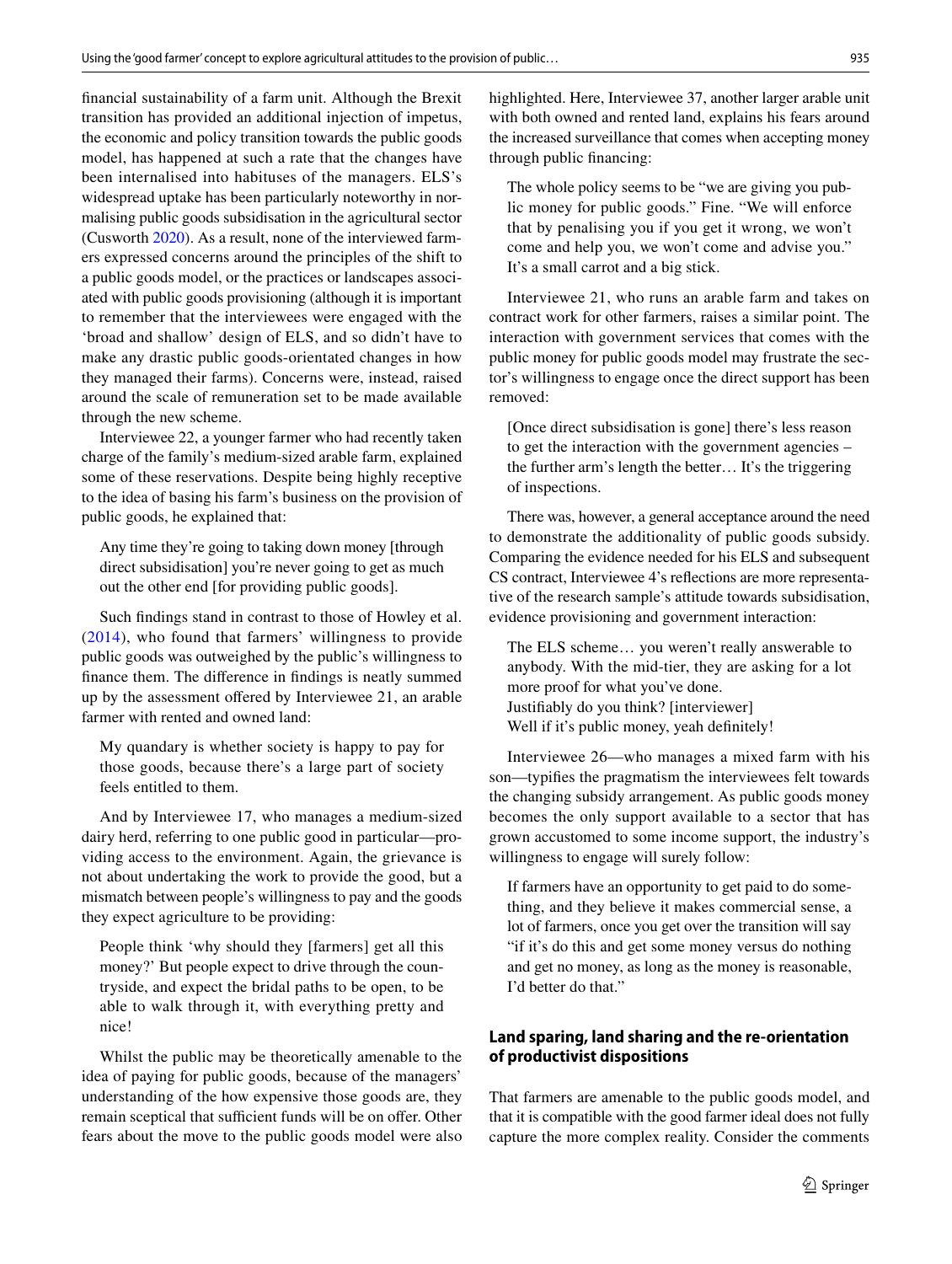financial sustainability of a farm unit. Although the Brexit transition has provided an additional injection of impetus, the economic and policy transition towards the public goods model, has happened at such a rate that the changes have been internalised into habituses of the managers. ELS's widespread uptake has been particularly noteworthy in normalising public goods subsidisation in the agricultural sector (Cusworth 2020). As a result, none of the interviewed farmers expressed concerns around the principles of the shift to a public goods model, or the practices or landscapes associated with public goods provisioning (although it is important to remember that the interviewees were engaged with the 'broad and shallow' design of ELS, and so didn't have to make any drastic public goods-orientated changes in how they managed their farms). Concerns were, instead, raised around the scale of remuneration set to be made available through the new scheme.

Interviewee 22, a younger farmer who had recently taken charge of the family's medium-sized arable farm, explained some of these reservations. Despite being highly receptive to the idea of basing his farm's business on the provision of public goods, he explained that:

> Any time they're going to taking down money [through direct subsidisation] you're never going to get as much out the other end [for providing public goods].

Such findings stand in contrast to those of Howley et al. (2014), who found that farmers' willingness to provide public goods was outweighed by the public's willingness to finance them. The difference in findings is neatly summed up by the assessment offered by Interviewee 21, an arable farmer with rented and owned land:

> My quandary is whether society is happy to pay for those goods, because there's a large part of society feels entitled to them.

And by Interviewee 17, who manages a medium-sized dairy herd, referring to one public good in particular—providing access to the environment. Again, the grievance is not about undertaking the work to provide the good, but a mismatch between people's willingness to pay and the goods they expect agriculture to be providing:

> People think 'why should they [farmers] get all this money?' But people expect to drive through the countryside, and expect the bridal paths to be open, to be able to walk through it, with everything pretty and nice!

Whilst the public may be theoretically amenable to the idea of paying for public goods, because of the managers' understanding of the how expensive those goods are, they remain sceptical that sufficient funds will be on offer. Other fears about the move to the public goods model were also highlighted. Here, Interviewee 37, another larger arable unit with both owned and rented land, explains his fears around the increased surveillance that comes when accepting money through public financing:

> The whole policy seems to be "we are giving you public money for public goods." Fine. "We will enforce that by penalising you if you get it wrong, we won't come and help you, we won't come and advise you." It's a small carrot and a big stick.

Interviewee 21, who runs an arable farm and takes on contract work for other farmers, raises a similar point. The interaction with government services that comes with the public money for public goods model may frustrate the sector's willingness to engage once the direct support has been removed:

> [Once direct subsidisation is gone] there's less reason to get the interaction with the government agencies – the further arm's length the better… It's the triggering of inspections.

There was, however, a general acceptance around the need to demonstrate the additionality of public goods subsidy. Comparing the evidence needed for his ELS and subsequent CS contract, Interviewee 4's reflections are more representative of the research sample's attitude towards subsidisation, evidence provisioning and government interaction:

> The ELS scheme… you weren't really answerable to anybody. With the mid-tier, they are asking for a lot more proof for what you've done.
> Justifiably do you think? [interviewer]
> Well if it's public money, yeah definitely!

Interviewee 26—who manages a mixed farm with his son—typifies the pragmatism the interviewees felt towards the changing subsidy arrangement. As public goods money becomes the only support available to a sector that has grown accustomed to some income support, the industry's willingness to engage will surely follow:

> If farmers have an opportunity to get paid to do something, and they believe it makes commercial sense, a lot of farmers, once you get over the transition will say "if it's do this and get some money versus do nothing and get no money, as long as the money is reasonable, I'd better do that."

### Land sparing, land sharing and the re-orientation of productivist dispositions

That farmers are amenable to the public goods model, and that it is compatible with the good farmer ideal does not fully capture the more complex reality. Consider the comments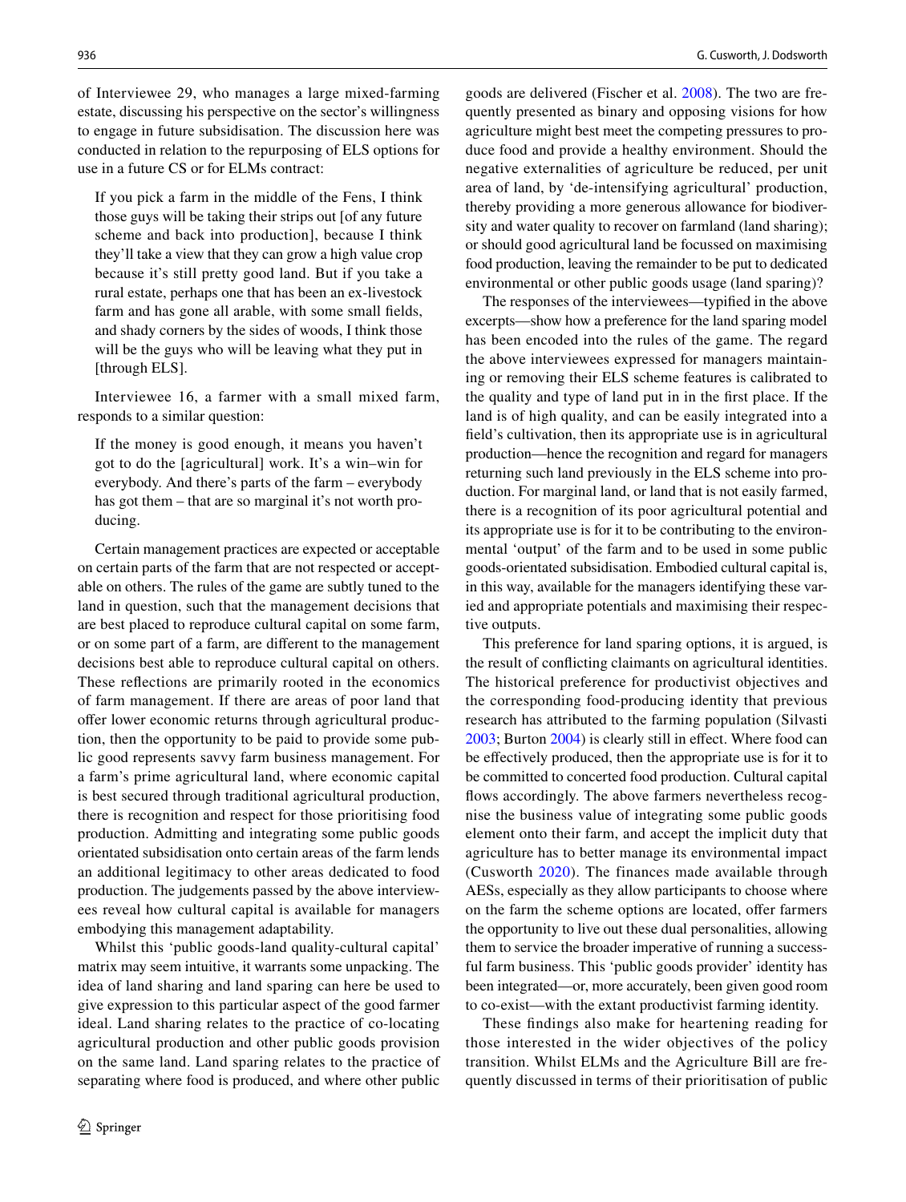of Interviewee 29, who manages a large mixed-farming estate, discussing his perspective on the sector's willingness to engage in future subsidisation. The discussion here was conducted in relation to the repurposing of ELS options for use in a future CS or for ELMs contract:

> If you pick a farm in the middle of the Fens, I think those guys will be taking their strips out [of any future scheme and back into production], because I think they'll take a view that they can grow a high value crop because it's still pretty good land. But if you take a rural estate, perhaps one that has been an ex-livestock farm and has gone all arable, with some small fields, and shady corners by the sides of woods, I think those will be the guys who will be leaving what they put in [through ELS].

Interviewee 16, a farmer with a small mixed farm, responds to a similar question:

> If the money is good enough, it means you haven't got to do the [agricultural] work. It's a win–win for everybody. And there's parts of the farm – everybody has got them – that are so marginal it's not worth producing.

Certain management practices are expected or acceptable on certain parts of the farm that are not respected or acceptable on others. The rules of the game are subtly tuned to the land in question, such that the management decisions that are best placed to reproduce cultural capital on some farm, or on some part of a farm, are different to the management decisions best able to reproduce cultural capital on others. These reflections are primarily rooted in the economics of farm management. If there are areas of poor land that offer lower economic returns through agricultural production, then the opportunity to be paid to provide some public good represents savvy farm business management. For a farm's prime agricultural land, where economic capital is best secured through traditional agricultural production, there is recognition and respect for those prioritising food production. Admitting and integrating some public goods orientated subsidisation onto certain areas of the farm lends an additional legitimacy to other areas dedicated to food production. The judgements passed by the above interviewees reveal how cultural capital is available for managers embodying this management adaptability.

Whilst this 'public goods-land quality-cultural capital' matrix may seem intuitive, it warrants some unpacking. The idea of land sharing and land sparing can here be used to give expression to this particular aspect of the good farmer ideal. Land sharing relates to the practice of co-locating agricultural production and other public goods provision on the same land. Land sparing relates to the practice of separating where food is produced, and where other public goods are delivered (Fischer et al. 2008). The two are frequently presented as binary and opposing visions for how agriculture might best meet the competing pressures to produce food and provide a healthy environment. Should the negative externalities of agriculture be reduced, per unit area of land, by 'de-intensifying agricultural' production, thereby providing a more generous allowance for biodiversity and water quality to recover on farmland (land sharing); or should good agricultural land be focussed on maximising food production, leaving the remainder to be put to dedicated environmental or other public goods usage (land sparing)?

The responses of the interviewees—typified in the above excerpts—show how a preference for the land sparing model has been encoded into the rules of the game. The regard the above interviewees expressed for managers maintaining or removing their ELS scheme features is calibrated to the quality and type of land put in in the first place. If the land is of high quality, and can be easily integrated into a field's cultivation, then its appropriate use is in agricultural production—hence the recognition and regard for managers returning such land previously in the ELS scheme into production. For marginal land, or land that is not easily farmed, there is a recognition of its poor agricultural potential and its appropriate use is for it to be contributing to the environmental 'output' of the farm and to be used in some public goods-orientated subsidisation. Embodied cultural capital is, in this way, available for the managers identifying these varied and appropriate potentials and maximising their respective outputs.

This preference for land sparing options, it is argued, is the result of conflicting claimants on agricultural identities. The historical preference for productivist objectives and the corresponding food-producing identity that previous research has attributed to the farming population (Silvasti 2003; Burton 2004) is clearly still in effect. Where food can be effectively produced, then the appropriate use is for it to be committed to concerted food production. Cultural capital flows accordingly. The above farmers nevertheless recognise the business value of integrating some public goods element onto their farm, and accept the implicit duty that agriculture has to better manage its environmental impact (Cusworth 2020). The finances made available through AESs, especially as they allow participants to choose where on the farm the scheme options are located, offer farmers the opportunity to live out these dual personalities, allowing them to service the broader imperative of running a successful farm business. This 'public goods provider' identity has been integrated—or, more accurately, been given good room to co-exist—with the extant productivist farming identity.

These findings also make for heartening reading for those interested in the wider objectives of the policy transition. Whilst ELMs and the Agriculture Bill are frequently discussed in terms of their prioritisation of public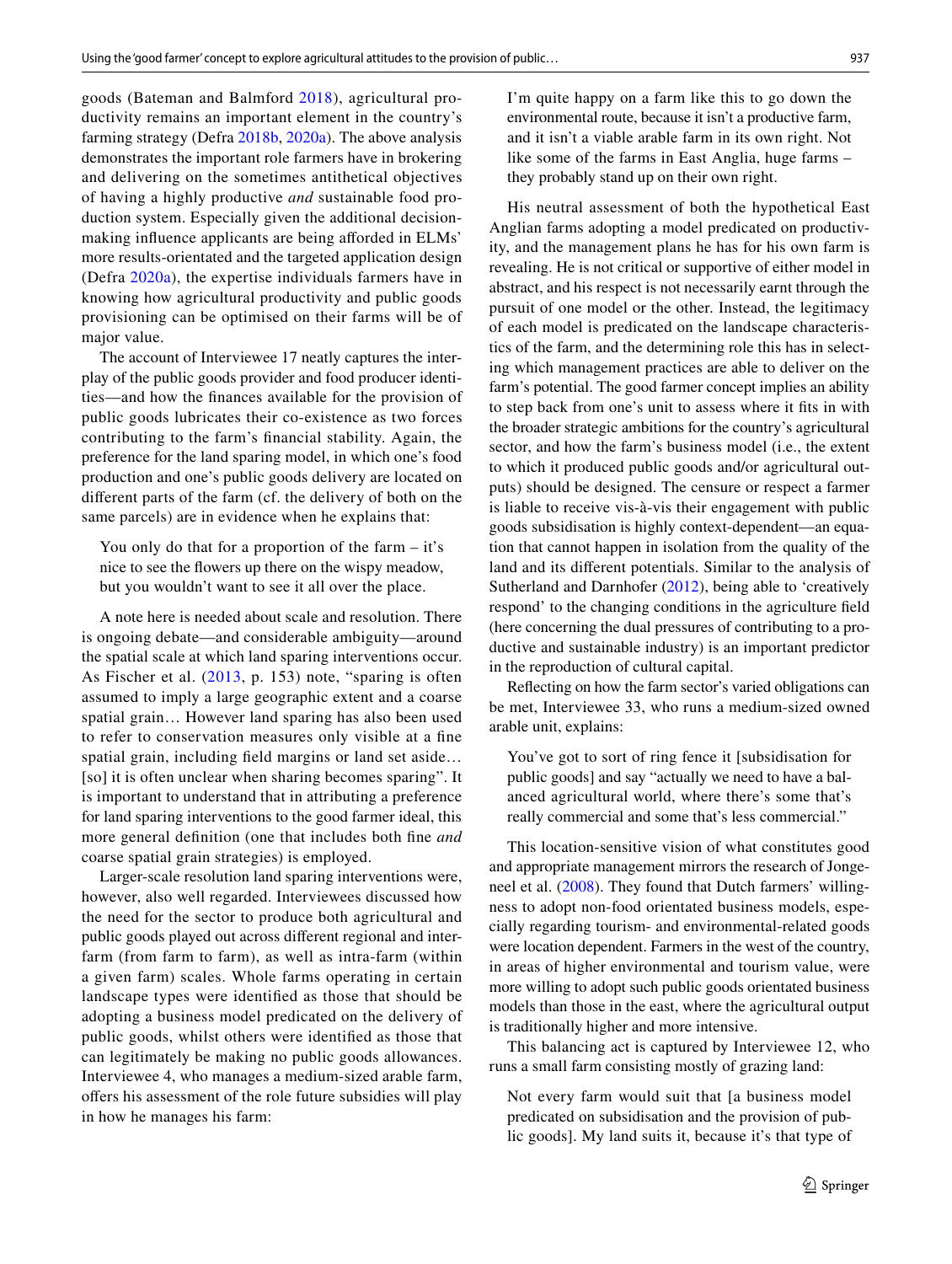goods (Bateman and Balmford 2018), agricultural productivity remains an important element in the country's farming strategy (Defra 2018b, 2020a). The above analysis demonstrates the important role farmers have in brokering and delivering on the sometimes antithetical objectives of having a highly productive *and* sustainable food production system. Especially given the additional decision-making influence applicants are being afforded in ELMs' more results-orientated and the targeted application design (Defra 2020a), the expertise individuals farmers have in knowing how agricultural productivity and public goods provisioning can be optimised on their farms will be of major value.

The account of Interviewee 17 neatly captures the interplay of the public goods provider and food producer identities—and how the finances available for the provision of public goods lubricates their co-existence as two forces contributing to the farm's financial stability. Again, the preference for the land sparing model, in which one's food production and one's public goods delivery are located on different parts of the farm (cf. the delivery of both on the same parcels) are in evidence when he explains that:

> You only do that for a proportion of the farm – it's nice to see the flowers up there on the wispy meadow, but you wouldn't want to see it all over the place.

A note here is needed about scale and resolution. There is ongoing debate—and considerable ambiguity—around the spatial scale at which land sparing interventions occur. As Fischer et al. (2013, p. 153) note, "sparing is often assumed to imply a large geographic extent and a coarse spatial grain… However land sparing has also been used to refer to conservation measures only visible at a fine spatial grain, including field margins or land set aside… [so] it is often unclear when sharing becomes sparing". It is important to understand that in attributing a preference for land sparing interventions to the good farmer ideal, this more general definition (one that includes both fine *and* coarse spatial grain strategies) is employed.

Larger-scale resolution land sparing interventions were, however, also well regarded. Interviewees discussed how the need for the sector to produce both agricultural and public goods played out across different regional and inter-farm (from farm to farm), as well as intra-farm (within a given farm) scales. Whole farms operating in certain landscape types were identified as those that should be adopting a business model predicated on the delivery of public goods, whilst others were identified as those that can legitimately be making no public goods allowances. Interviewee 4, who manages a medium-sized arable farm, offers his assessment of the role future subsidies will play in how he manages his farm:

> I'm quite happy on a farm like this to go down the environmental route, because it isn't a productive farm, and it isn't a viable arable farm in its own right. Not like some of the farms in East Anglia, huge farms – they probably stand up on their own right.

His neutral assessment of both the hypothetical East Anglian farms adopting a model predicated on productivity, and the management plans he has for his own farm is revealing. He is not critical or supportive of either model in abstract, and his respect is not necessarily earnt through the pursuit of one model or the other. Instead, the legitimacy of each model is predicated on the landscape characteristics of the farm, and the determining role this has in selecting which management practices are able to deliver on the farm's potential. The good farmer concept implies an ability to step back from one's unit to assess where it fits in with the broader strategic ambitions for the country's agricultural sector, and how the farm's business model (i.e., the extent to which it produced public goods and/or agricultural outputs) should be designed. The censure or respect a farmer is liable to receive vis-à-vis their engagement with public goods subsidisation is highly context-dependent—an equation that cannot happen in isolation from the quality of the land and its different potentials. Similar to the analysis of Sutherland and Darnhofer (2012), being able to 'creatively respond' to the changing conditions in the agriculture field (here concerning the dual pressures of contributing to a productive and sustainable industry) is an important predictor in the reproduction of cultural capital.

Reflecting on how the farm sector's varied obligations can be met, Interviewee 33, who runs a medium-sized owned arable unit, explains:

> You've got to sort of ring fence it [subsidisation for public goods] and say "actually we need to have a balanced agricultural world, where there's some that's really commercial and some that's less commercial."

This location-sensitive vision of what constitutes good and appropriate management mirrors the research of Jongeneel et al. (2008). They found that Dutch farmers' willingness to adopt non-food orientated business models, especially regarding tourism- and environmental-related goods were location dependent. Farmers in the west of the country, in areas of higher environmental and tourism value, were more willing to adopt such public goods orientated business models than those in the east, where the agricultural output is traditionally higher and more intensive.

This balancing act is captured by Interviewee 12, who runs a small farm consisting mostly of grazing land:

> Not every farm would suit that [a business model predicated on subsidisation and the provision of public goods]. My land suits it, because it's that type of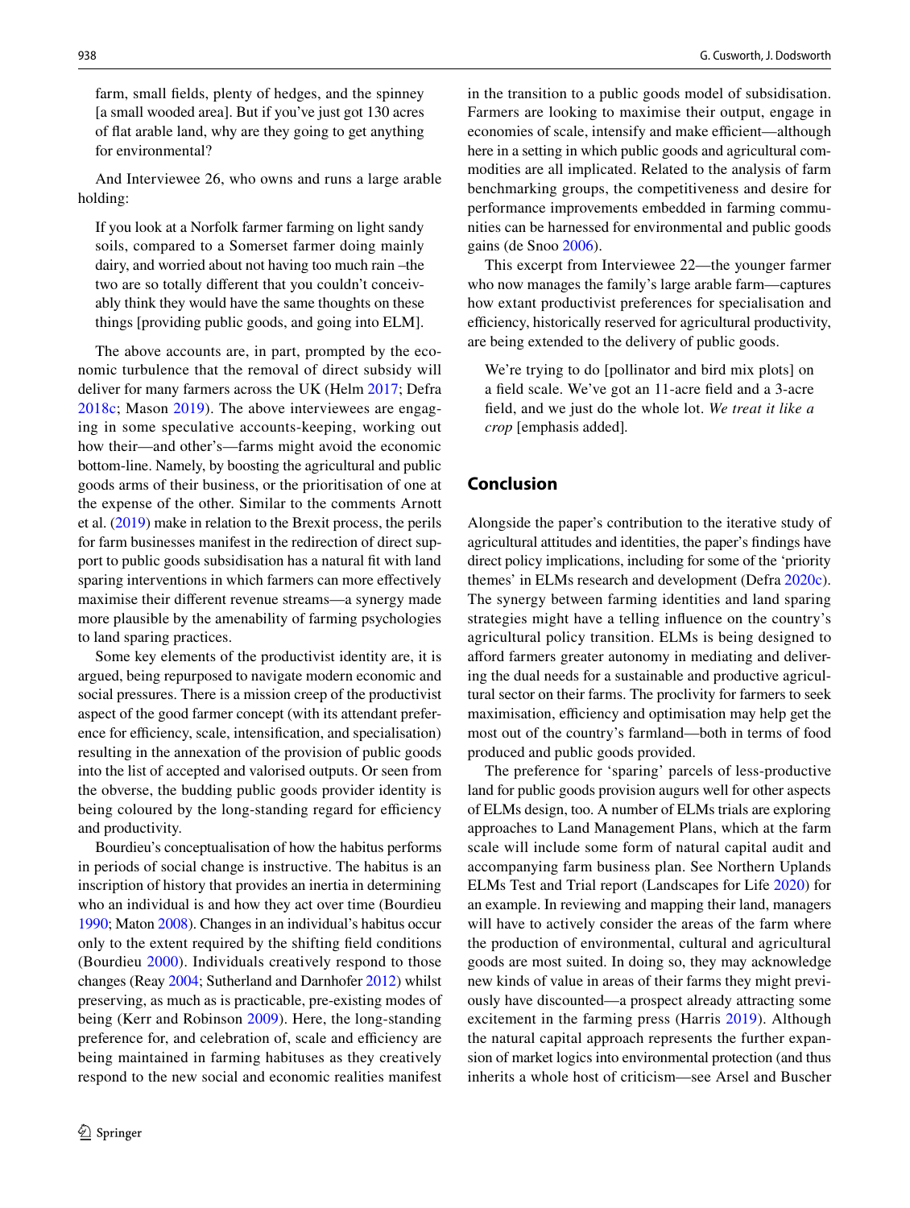farm, small fields, plenty of hedges, and the spinney [a small wooded area]. But if you've just got 130 acres of flat arable land, why are they going to get anything for environmental?

And Interviewee 26, who owns and runs a large arable holding:

> If you look at a Norfolk farmer farming on light sandy soils, compared to a Somerset farmer doing mainly dairy, and worried about not having too much rain –the two are so totally different that you couldn't conceivably think they would have the same thoughts on these things [providing public goods, and going into ELM].

The above accounts are, in part, prompted by the economic turbulence that the removal of direct subsidy will deliver for many farmers across the UK (Helm 2017; Defra 2018c; Mason 2019). The above interviewees are engaging in some speculative accounts-keeping, working out how their—and other's—farms might avoid the economic bottom-line. Namely, by boosting the agricultural and public goods arms of their business, or the prioritisation of one at the expense of the other. Similar to the comments Arnott et al. (2019) make in relation to the Brexit process, the perils for farm businesses manifest in the redirection of direct support to public goods subsidisation has a natural fit with land sparing interventions in which farmers can more effectively maximise their different revenue streams—a synergy made more plausible by the amenability of farming psychologies to land sparing practices.

Some key elements of the productivist identity are, it is argued, being repurposed to navigate modern economic and social pressures. There is a mission creep of the productivist aspect of the good farmer concept (with its attendant preference for efficiency, scale, intensification, and specialisation) resulting in the annexation of the provision of public goods into the list of accepted and valorised outputs. Or seen from the obverse, the budding public goods provider identity is being coloured by the long-standing regard for efficiency and productivity.

Bourdieu's conceptualisation of how the habitus performs in periods of social change is instructive. The habitus is an inscription of history that provides an inertia in determining who an individual is and how they act over time (Bourdieu 1990; Maton 2008). Changes in an individual's habitus occur only to the extent required by the shifting field conditions (Bourdieu 2000). Individuals creatively respond to those changes (Reay 2004; Sutherland and Darnhofer 2012) whilst preserving, as much as is practicable, pre-existing modes of being (Kerr and Robinson 2009). Here, the long-standing preference for, and celebration of, scale and efficiency are being maintained in farming habituses as they creatively respond to the new social and economic realities manifest in the transition to a public goods model of subsidisation. Farmers are looking to maximise their output, engage in economies of scale, intensify and make efficient—although here in a setting in which public goods and agricultural commodities are all implicated. Related to the analysis of farm benchmarking groups, the competitiveness and desire for performance improvements embedded in farming communities can be harnessed for environmental and public goods gains (de Snoo 2006).

This excerpt from Interviewee 22—the younger farmer who now manages the family's large arable farm—captures how extant productivist preferences for specialisation and efficiency, historically reserved for agricultural productivity, are being extended to the delivery of public goods.

> We're trying to do [pollinator and bird mix plots] on a field scale. We've got an 11-acre field and a 3-acre field, and we just do the whole lot. *We treat it like a crop* [emphasis added].

## Conclusion

Alongside the paper's contribution to the iterative study of agricultural attitudes and identities, the paper's findings have direct policy implications, including for some of the 'priority themes' in ELMs research and development (Defra 2020c). The synergy between farming identities and land sparing strategies might have a telling influence on the country's agricultural policy transition. ELMs is being designed to afford farmers greater autonomy in mediating and delivering the dual needs for a sustainable and productive agricultural sector on their farms. The proclivity for farmers to seek maximisation, efficiency and optimisation may help get the most out of the country's farmland—both in terms of food produced and public goods provided.

The preference for 'sparing' parcels of less-productive land for public goods provision augurs well for other aspects of ELMs design, too. A number of ELMs trials are exploring approaches to Land Management Plans, which at the farm scale will include some form of natural capital audit and accompanying farm business plan. See Northern Uplands ELMs Test and Trial report (Landscapes for Life 2020) for an example. In reviewing and mapping their land, managers will have to actively consider the areas of the farm where the production of environmental, cultural and agricultural goods are most suited. In doing so, they may acknowledge new kinds of value in areas of their farms they might previously have discounted—a prospect already attracting some excitement in the farming press (Harris 2019). Although the natural capital approach represents the further expansion of market logics into environmental protection (and thus inherits a whole host of criticism—see Arsel and Buscher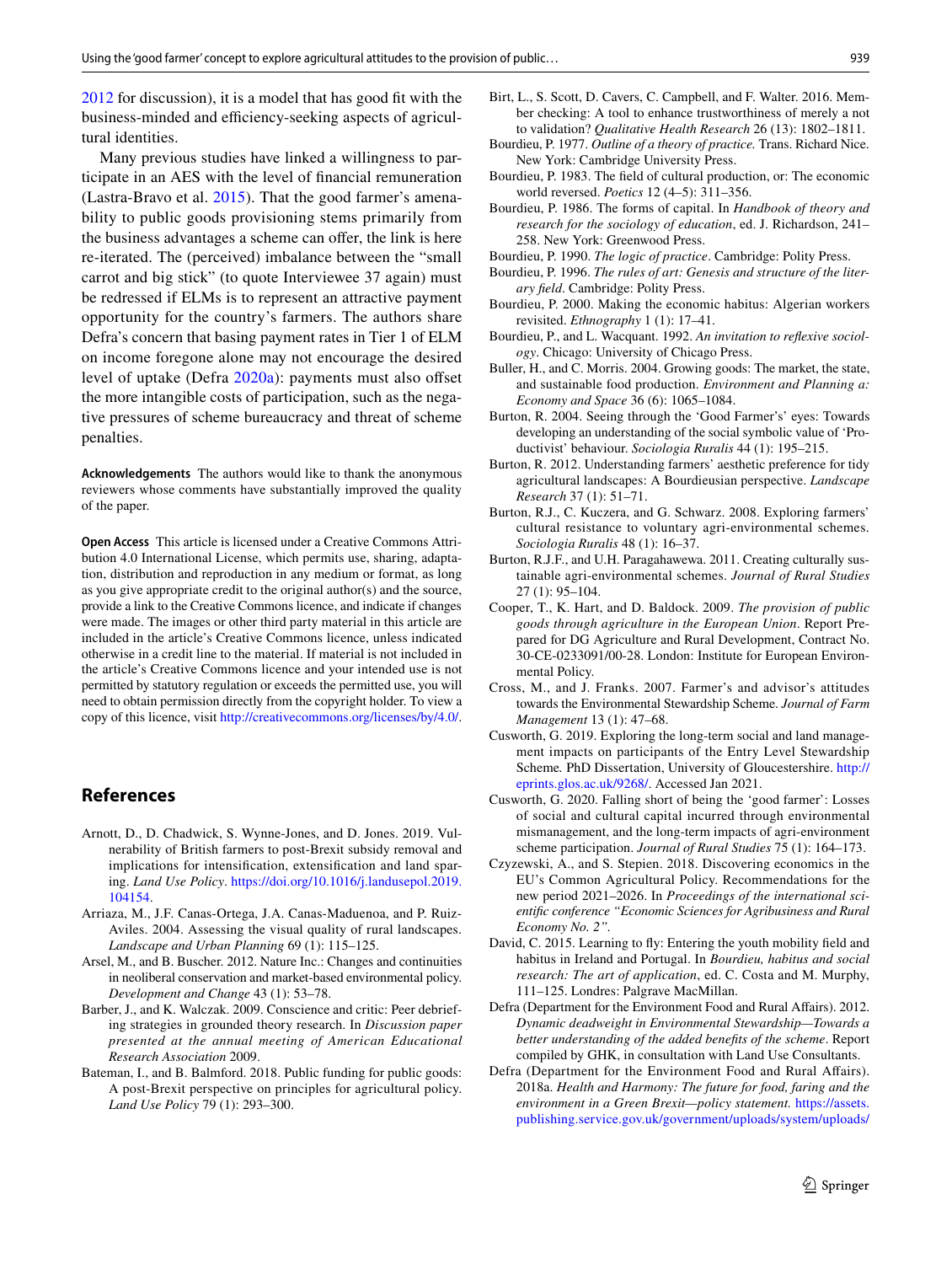2012 for discussion), it is a model that has good fit with the business-minded and efficiency-seeking aspects of agricultural identities.

Many previous studies have linked a willingness to participate in an AES with the level of financial remuneration (Lastra-Bravo et al. 2015). That the good farmer's amenability to public goods provisioning stems primarily from the business advantages a scheme can offer, the link is here re-iterated. The (perceived) imbalance between the "small carrot and big stick" (to quote Interviewee 37 again) must be redressed if ELMs is to represent an attractive payment opportunity for the country's farmers. The authors share Defra's concern that basing payment rates in Tier 1 of ELM on income foregone alone may not encourage the desired level of uptake (Defra 2020a): payments must also offset the more intangible costs of participation, such as the negative pressures of scheme bureaucracy and threat of scheme penalties.

**Acknowledgements** The authors would like to thank the anonymous reviewers whose comments have substantially improved the quality of the paper.

**Open Access** This article is licensed under a Creative Commons Attribution 4.0 International License, which permits use, sharing, adaptation, distribution and reproduction in any medium or format, as long as you give appropriate credit to the original author(s) and the source, provide a link to the Creative Commons licence, and indicate if changes were made. The images or other third party material in this article are included in the article's Creative Commons licence, unless indicated otherwise in a credit line to the material. If material is not included in the article's Creative Commons licence and your intended use is not permitted by statutory regulation or exceeds the permitted use, you will need to obtain permission directly from the copyright holder. To view a copy of this licence, visit http://creativecommons.org/licenses/by/4.0/.

## References

Arnott, D., D. Chadwick, S. Wynne-Jones, and D. Jones. 2019. Vulnerability of British farmers to post-Brexit subsidy removal and implications for intensification, extensification and land sparing. *Land Use Policy*. https://doi.org/10.1016/j.landusepol.2019.104154.

Arriaza, M., J.F. Canas-Ortega, J.A. Canas-Maduenoa, and P. Ruiz-Aviles. 2004. Assessing the visual quality of rural landscapes. *Landscape and Urban Planning* 69 (1): 115–125.

Arsel, M., and B. Buscher. 2012. Nature Inc.: Changes and continuities in neoliberal conservation and market-based environmental policy. *Development and Change* 43 (1): 53–78.

Barber, J., and K. Walczak. 2009. Conscience and critic: Peer debriefing strategies in grounded theory research. In *Discussion paper presented at the annual meeting of American Educational Research Association* 2009.

Bateman, I., and B. Balmford. 2018. Public funding for public goods: A post-Brexit perspective on principles for agricultural policy. *Land Use Policy* 79 (1): 293–300.

Birt, L., S. Scott, D. Cavers, C. Campbell, and F. Walter. 2016. Member checking: A tool to enhance trustworthiness of merely a not to validation? *Qualitative Health Research* 26 (13): 1802–1811.

Bourdieu, P. 1977. *Outline of a theory of practice.* Trans. Richard Nice. New York: Cambridge University Press.

Bourdieu, P. 1983. The field of cultural production, or: The economic world reversed. *Poetics* 12 (4–5): 311–356.

Bourdieu, P. 1986. The forms of capital. In *Handbook of theory and research for the sociology of education*, ed. J. Richardson, 241–258. New York: Greenwood Press.

Bourdieu, P. 1990. *The logic of practice*. Cambridge: Polity Press.

Bourdieu, P. 1996. *The rules of art: Genesis and structure of the literary field*. Cambridge: Polity Press.

Bourdieu, P. 2000. Making the economic habitus: Algerian workers revisited. *Ethnography* 1 (1): 17–41.

Bourdieu, P., and L. Wacquant. 1992. *An invitation to reflexive sociology*. Chicago: University of Chicago Press.

Buller, H., and C. Morris. 2004. Growing goods: The market, the state, and sustainable food production. *Environment and Planning a: Economy and Space* 36 (6): 1065–1084.

Burton, R. 2004. Seeing through the 'Good Farmer's' eyes: Towards developing an understanding of the social symbolic value of 'Productivist' behaviour. *Sociologia Ruralis* 44 (1): 195–215.

Burton, R. 2012. Understanding farmers' aesthetic preference for tidy agricultural landscapes: A Bourdieusian perspective. *Landscape Research* 37 (1): 51–71.

Burton, R.J., C. Kuczera, and G. Schwarz. 2008. Exploring farmers' cultural resistance to voluntary agri-environmental schemes. *Sociologia Ruralis* 48 (1): 16–37.

Burton, R.J.F., and U.H. Paragahawewa. 2011. Creating culturally sustainable agri-environmental schemes. *Journal of Rural Studies* 27 (1): 95–104.

Cooper, T., K. Hart, and D. Baldock. 2009. *The provision of public goods through agriculture in the European Union*. Report Prepared for DG Agriculture and Rural Development, Contract No. 30-CE-0233091/00-28. London: Institute for European Environmental Policy.

Cross, M., and J. Franks. 2007. Farmer's and advisor's attitudes towards the Environmental Stewardship Scheme. *Journal of Farm Management* 13 (1): 47–68.

Cusworth, G. 2019. Exploring the long-term social and land management impacts on participants of the Entry Level Stewardship Scheme*.* PhD Dissertation, University of Gloucestershire. http://eprints.glos.ac.uk/9268/. Accessed Jan 2021.

Cusworth, G. 2020. Falling short of being the 'good farmer': Losses of social and cultural capital incurred through environmental mismanagement, and the long-term impacts of agri-environment scheme participation. *Journal of Rural Studies* 75 (1): 164–173.

Czyzewski, A., and S. Stepien. 2018. Discovering economics in the EU's Common Agricultural Policy. Recommendations for the new period 2021–2026. In *Proceedings of the international scientific conference "Economic Sciences for Agribusiness and Rural Economy No. 2"*.

David, C. 2015. Learning to fly: Entering the youth mobility field and habitus in Ireland and Portugal. In *Bourdieu, habitus and social research: The art of application*, ed. C. Costa and M. Murphy, 111–125. Londres: Palgrave MacMillan.

Defra (Department for the Environment Food and Rural Affairs). 2012. *Dynamic deadweight in Environmental Stewardship—Towards a better understanding of the added benefits of the scheme*. Report compiled by GHK, in consultation with Land Use Consultants.

Defra (Department for the Environment Food and Rural Affairs). 2018a. *Health and Harmony: The future for food, faring and the environment in a Green Brexit—policy statement.* https://assets.publishing.service.gov.uk/government/uploads/system/uploads/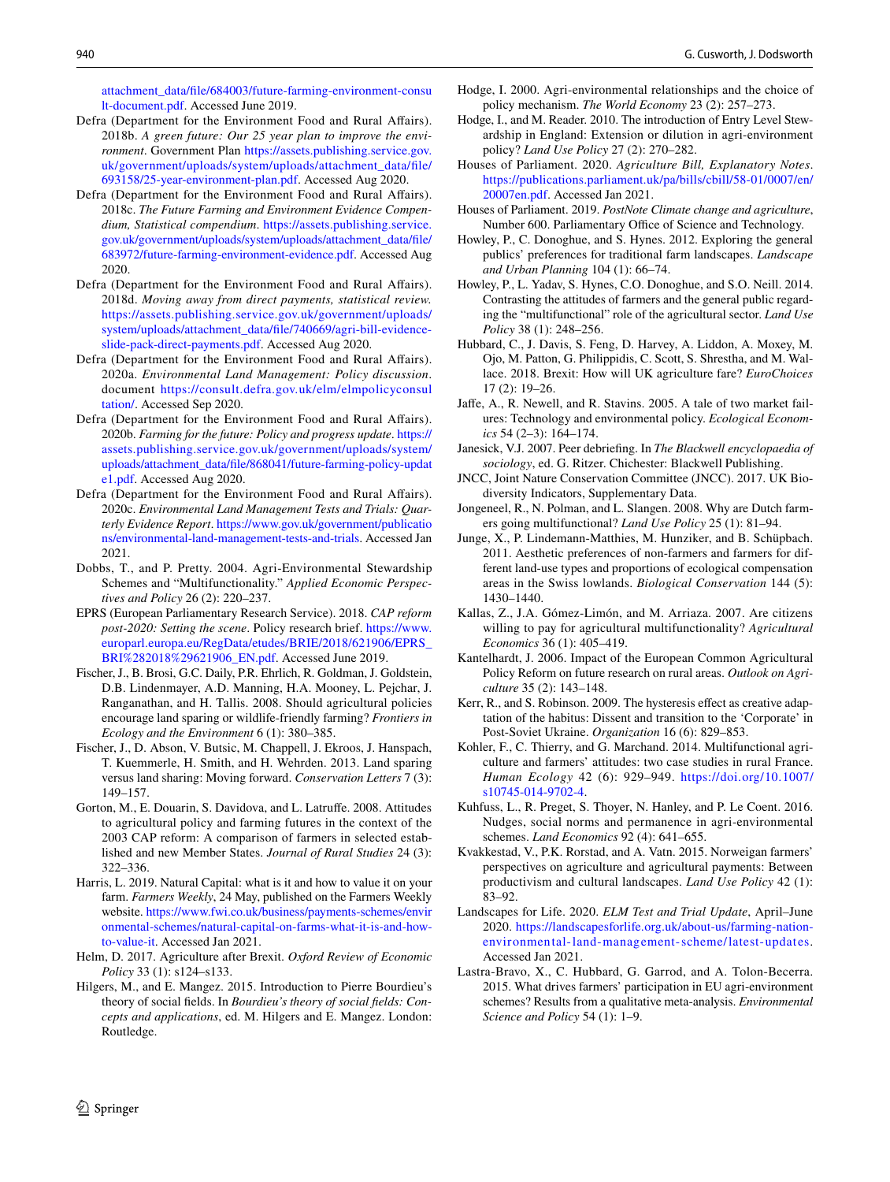attachment_data/file/684003/future-farming-environment-consult-document.pdf. Accessed June 2019.

Defra (Department for the Environment Food and Rural Affairs). 2018b. *A green future: Our 25 year plan to improve the environment*. Government Plan https://assets.publishing.service.gov.uk/government/uploads/system/uploads/attachment_data/file/693158/25-year-environment-plan.pdf. Accessed Aug 2020.

Defra (Department for the Environment Food and Rural Affairs). 2018c. *The Future Farming and Environment Evidence Compendium, Statistical compendium*. https://assets.publishing.service.gov.uk/government/uploads/system/uploads/attachment_data/file/683972/future-farming-environment-evidence.pdf. Accessed Aug 2020.

Defra (Department for the Environment Food and Rural Affairs). 2018d. *Moving away from direct payments, statistical review.* https://assets.publishing.service.gov.uk/government/uploads/system/uploads/attachment_data/file/740669/agri-bill-evidence-slide-pack-direct-payments.pdf. Accessed Aug 2020.

Defra (Department for the Environment Food and Rural Affairs). 2020a. *Environmental Land Management: Policy discussion*. document https://consult.defra.gov.uk/elm/elmpolicyconsultation/. Accessed Sep 2020.

Defra (Department for the Environment Food and Rural Affairs). 2020b. *Farming for the future: Policy and progress update*. https://assets.publishing.service.gov.uk/government/uploads/system/uploads/attachment_data/file/868041/future-farming-policy-update1.pdf. Accessed Aug 2020.

Defra (Department for the Environment Food and Rural Affairs). 2020c. *Environmental Land Management Tests and Trials: Quarterly Evidence Report*. https://www.gov.uk/government/publications/environmental-land-management-tests-and-trials. Accessed Jan 2021.

Dobbs, T., and P. Pretty. 2004. Agri-Environmental Stewardship Schemes and "Multifunctionality." *Applied Economic Perspectives and Policy* 26 (2): 220–237.

EPRS (European Parliamentary Research Service). 2018. *CAP reform post-2020: Setting the scene*. Policy research brief. https://www.europarl.europa.eu/RegData/etudes/BRIE/2018/621906/EPRS_BRI%282018%29621906_EN.pdf. Accessed June 2019.

Fischer, J., B. Brosi, G.C. Daily, P.R. Ehrlich, R. Goldman, J. Goldstein, D.B. Lindenmayer, A.D. Manning, H.A. Mooney, L. Pejchar, J. Ranganathan, and H. Tallis. 2008. Should agricultural policies encourage land sparing or wildlife-friendly farming? *Frontiers in Ecology and the Environment* 6 (1): 380–385.

Fischer, J., D. Abson, V. Butsic, M. Chappell, J. Ekroos, J. Hanspach, T. Kuemmerle, H. Smith, and H. Wehrden. 2013. Land sparing versus land sharing: Moving forward. *Conservation Letters* 7 (3): 149–157.

Gorton, M., E. Douarin, S. Davidova, and L. Latruffe. 2008. Attitudes to agricultural policy and farming futures in the context of the 2003 CAP reform: A comparison of farmers in selected established and new Member States. *Journal of Rural Studies* 24 (3): 322–336.

Harris, L. 2019. Natural Capital: what is it and how to value it on your farm. *Farmers Weekly*, 24 May, published on the Farmers Weekly website. https://www.fwi.co.uk/business/payments-schemes/environmental-schemes/natural-capital-on-farms-what-it-is-and-how-to-value-it. Accessed Jan 2021.

Helm, D. 2017. Agriculture after Brexit. *Oxford Review of Economic Policy* 33 (1): s124–s133.

Hilgers, M., and E. Mangez. 2015. Introduction to Pierre Bourdieu's theory of social fields. In *Bourdieu's theory of social fields: Concepts and applications*, ed. M. Hilgers and E. Mangez. London: Routledge.

Hodge, I. 2000. Agri-environmental relationships and the choice of policy mechanism. *The World Economy* 23 (2): 257–273.

Hodge, I., and M. Reader. 2010. The introduction of Entry Level Stewardship in England: Extension or dilution in agri-environment policy? *Land Use Policy* 27 (2): 270–282.

Houses of Parliament. 2020. *Agriculture Bill, Explanatory Notes*. https://publications.parliament.uk/pa/bills/cbill/58-01/0007/en/20007en.pdf. Accessed Jan 2021.

Houses of Parliament. 2019. *PostNote Climate change and agriculture*, Number 600. Parliamentary Office of Science and Technology.

Howley, P., C. Donoghue, and S. Hynes. 2012. Exploring the general publics' preferences for traditional farm landscapes. *Landscape and Urban Planning* 104 (1): 66–74.

Howley, P., L. Yadav, S. Hynes, C.O. Donoghue, and S.O. Neill. 2014. Contrasting the attitudes of farmers and the general public regarding the "multifunctional" role of the agricultural sector. *Land Use Policy* 38 (1): 248–256.

Hubbard, C., J. Davis, S. Feng, D. Harvey, A. Liddon, A. Moxey, M. Ojo, M. Patton, G. Philippidis, C. Scott, S. Shrestha, and M. Wallace. 2018. Brexit: How will UK agriculture fare? *EuroChoices* 17 (2): 19–26.

Jaffe, A., R. Newell, and R. Stavins. 2005. A tale of two market failures: Technology and environmental policy. *Ecological Economics* 54 (2–3): 164–174.

Janesick, V.J. 2007. Peer debriefing. In *The Blackwell encyclopaedia of sociology*, ed. G. Ritzer. Chichester: Blackwell Publishing.

JNCC, Joint Nature Conservation Committee (JNCC). 2017. UK Biodiversity Indicators, Supplementary Data.

Jongeneel, R., N. Polman, and L. Slangen. 2008. Why are Dutch farmers going multifunctional? *Land Use Policy* 25 (1): 81–94.

Junge, X., P. Lindemann-Matthies, M. Hunziker, and B. Schüpbach. 2011. Aesthetic preferences of non-farmers and farmers for different land-use types and proportions of ecological compensation areas in the Swiss lowlands. *Biological Conservation* 144 (5): 1430–1440.

Kallas, Z., J.A. Gómez-Limón, and M. Arriaza. 2007. Are citizens willing to pay for agricultural multifunctionality? *Agricultural Economics* 36 (1): 405–419.

Kantelhardt, J. 2006. Impact of the European Common Agricultural Policy Reform on future research on rural areas. *Outlook on Agriculture* 35 (2): 143–148.

Kerr, R., and S. Robinson. 2009. The hysteresis effect as creative adaptation of the habitus: Dissent and transition to the 'Corporate' in Post-Soviet Ukraine. *Organization* 16 (6): 829–853.

Kohler, F., C. Thierry, and G. Marchand. 2014. Multifunctional agriculture and farmers' attitudes: two case studies in rural France. *Human Ecology* 42 (6): 929–949. https://doi.org/10.1007/s10745-014-9702-4.

Kuhfuss, L., R. Preget, S. Thoyer, N. Hanley, and P. Le Coent. 2016. Nudges, social norms and permanence in agri-environmental schemes. *Land Economics* 92 (4): 641–655.

Kvakkestad, V., P.K. Rorstad, and A. Vatn. 2015. Norweigan farmers' perspectives on agriculture and agricultural payments: Between productivism and cultural landscapes. *Land Use Policy* 42 (1): 83–92.

Landscapes for Life. 2020. *ELM Test and Trial Update*, April–June 2020. https://landscapesforlife.org.uk/about-us/farming-nation-environmental-land-management-scheme/latest-updates. Accessed Jan 2021.

Lastra-Bravo, X., C. Hubbard, G. Garrod, and A. Tolon-Becerra. 2015. What drives farmers' participation in EU agri-environment schemes? Results from a qualitative meta-analysis. *Environmental Science and Policy* 54 (1): 1–9.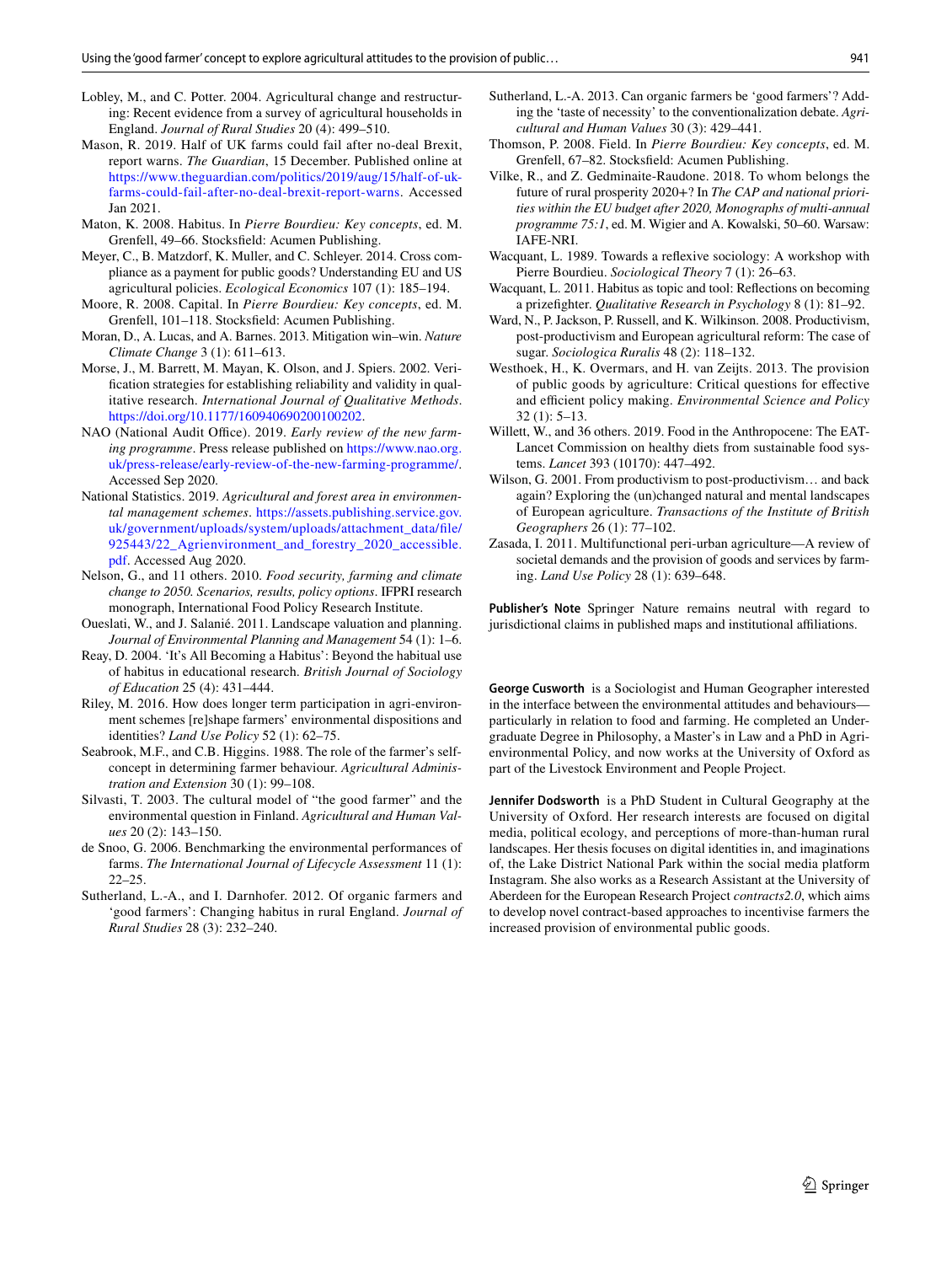Lobley, M., and C. Potter. 2004. Agricultural change and restructuring: Recent evidence from a survey of agricultural households in England. *Journal of Rural Studies* 20 (4): 499–510.

Mason, R. 2019. Half of UK farms could fail after no-deal Brexit, report warns. *The Guardian*, 15 December. Published online at https://www.theguardian.com/politics/2019/aug/15/half-of-uk-farms-could-fail-after-no-deal-brexit-report-warns. Accessed Jan 2021.

Maton, K. 2008. Habitus. In *Pierre Bourdieu: Key concepts*, ed. M. Grenfell, 49–66. Stocksfield: Acumen Publishing.

Meyer, C., B. Matzdorf, K. Muller, and C. Schleyer. 2014. Cross compliance as a payment for public goods? Understanding EU and US agricultural policies. *Ecological Economics* 107 (1): 185–194.

Moore, R. 2008. Capital. In *Pierre Bourdieu: Key concepts*, ed. M. Grenfell, 101–118. Stocksfield: Acumen Publishing.

Moran, D., A. Lucas, and A. Barnes. 2013. Mitigation win–win. *Nature Climate Change* 3 (1): 611–613.

Morse, J., M. Barrett, M. Mayan, K. Olson, and J. Spiers. 2002. Verification strategies for establishing reliability and validity in qualitative research. *International Journal of Qualitative Methods*. https://doi.org/10.1177/160940690200100202.

NAO (National Audit Office). 2019. *Early review of the new farming programme*. Press release published on https://www.nao.org.uk/press-release/early-review-of-the-new-farming-programme/. Accessed Sep 2020.

National Statistics. 2019. *Agricultural and forest area in environmental management schemes*. https://assets.publishing.service.gov.uk/government/uploads/system/uploads/attachment_data/file/925443/22_Agrienvironment_and_forestry_2020_accessible.pdf. Accessed Aug 2020.

Nelson, G., and 11 others. 2010. *Food security, farming and climate change to 2050. Scenarios, results, policy options*. IFPRI research monograph, International Food Policy Research Institute.

Oueslati, W., and J. Salanié. 2011. Landscape valuation and planning. *Journal of Environmental Planning and Management* 54 (1): 1–6.

Reay, D. 2004. 'It's All Becoming a Habitus': Beyond the habitual use of habitus in educational research. *British Journal of Sociology of Education* 25 (4): 431–444.

Riley, M. 2016. How does longer term participation in agri-environment schemes [re]shape farmers' environmental dispositions and identities? *Land Use Policy* 52 (1): 62–75.

Seabrook, M.F., and C.B. Higgins. 1988. The role of the farmer's self-concept in determining farmer behaviour. *Agricultural Administration and Extension* 30 (1): 99–108.

Silvasti, T. 2003. The cultural model of "the good farmer" and the environmental question in Finland. *Agricultural and Human Values* 20 (2): 143–150.

de Snoo, G. 2006. Benchmarking the environmental performances of farms. *The International Journal of Lifecycle Assessment* 11 (1): 22–25.

Sutherland, L.-A., and I. Darnhofer. 2012. Of organic farmers and 'good farmers': Changing habitus in rural England. *Journal of Rural Studies* 28 (3): 232–240.

Sutherland, L.-A. 2013. Can organic farmers be 'good farmers'? Adding the 'taste of necessity' to the conventionalization debate. *Agricultural and Human Values* 30 (3): 429–441.

Thomson, P. 2008. Field. In *Pierre Bourdieu: Key concepts*, ed. M. Grenfell, 67–82. Stocksfield: Acumen Publishing.

Vilke, R., and Z. Gedminaite-Raudone. 2018. To whom belongs the future of rural prosperity 2020+? In *The CAP and national priorities within the EU budget after 2020, Monographs of multi-annual programme 75:1*, ed. M. Wigier and A. Kowalski, 50–60. Warsaw: IAFE-NRI.

Wacquant, L. 1989. Towards a reflexive sociology: A workshop with Pierre Bourdieu. *Sociological Theory* 7 (1): 26–63.

Wacquant, L. 2011. Habitus as topic and tool: Reflections on becoming a prizefighter. *Qualitative Research in Psychology* 8 (1): 81–92.

Ward, N., P. Jackson, P. Russell, and K. Wilkinson. 2008. Productivism, post-productivism and European agricultural reform: The case of sugar. *Sociologica Ruralis* 48 (2): 118–132.

Westhoek, H., K. Overmars, and H. van Zeijts. 2013. The provision of public goods by agriculture: Critical questions for effective and efficient policy making. *Environmental Science and Policy* 32 (1): 5–13.

Willett, W., and 36 others. 2019. Food in the Anthropocene: The EAT-Lancet Commission on healthy diets from sustainable food systems. *Lancet* 393 (10170): 447–492.

Wilson, G. 2001. From productivism to post-productivism… and back again? Exploring the (un)changed natural and mental landscapes of European agriculture. *Transactions of the Institute of British Geographers* 26 (1): 77–102.

Zasada, I. 2011. Multifunctional peri-urban agriculture—A review of societal demands and the provision of goods and services by farming. *Land Use Policy* 28 (1): 639–648.

**Publisher's Note** Springer Nature remains neutral with regard to jurisdictional claims in published maps and institutional affiliations.

**George Cusworth** is a Sociologist and Human Geographer interested in the interface between the environmental attitudes and behaviours—particularly in relation to food and farming. He completed an Undergraduate Degree in Philosophy, a Master's in Law and a PhD in Agri-environmental Policy, and now works at the University of Oxford as part of the Livestock Environment and People Project.

**Jennifer Dodsworth** is a PhD Student in Cultural Geography at the University of Oxford. Her research interests are focused on digital media, political ecology, and perceptions of more-than-human rural landscapes. Her thesis focuses on digital identities in, and imaginations of, the Lake District National Park within the social media platform Instagram. She also works as a Research Assistant at the University of Aberdeen for the European Research Project *contracts2.0*, which aims to develop novel contract-based approaches to incentivise farmers the increased provision of environmental public goods.